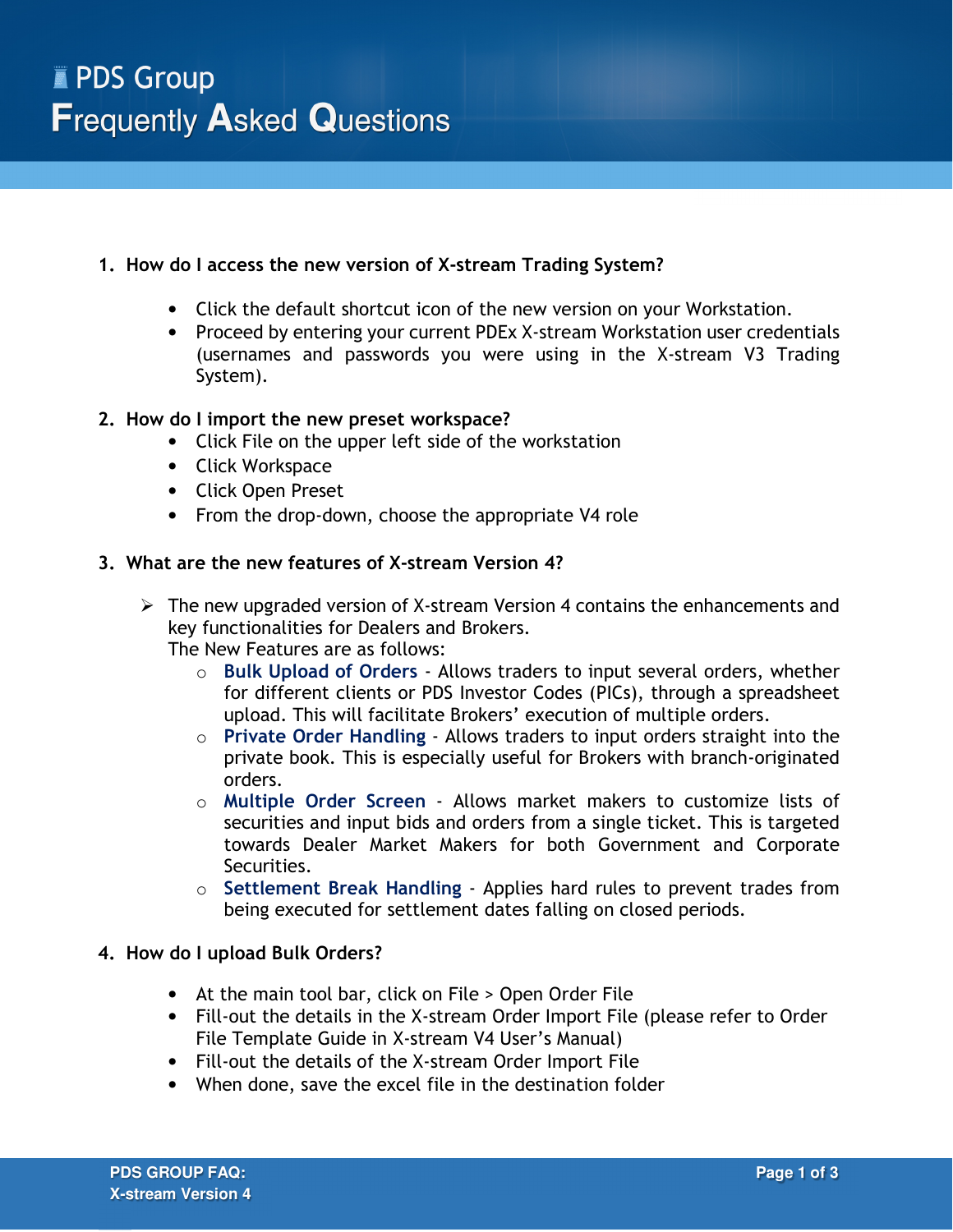# PDS Group
# Frequently Asked Questions

1. **How do I access the new version of X-stream Trading System?**

   - Click the default shortcut icon of the new version on your Workstation.
   - Proceed by entering your current PDEx X-stream Workstation user credentials (usernames and passwords you were using in the X-stream V3 Trading System).

2. **How do I import the new preset workspace?**
   - Click File on the upper left side of the workstation
   - Click Workspace
   - Click Open Preset
   - From the drop-down, choose the appropriate V4 role

3. **What are the new features of X-stream Version 4?**

   - The new upgraded version of X-stream Version 4 contains the enhancements and key functionalities for Dealers and Brokers.
     The New Features are as follows:
     - **Bulk Upload of Orders** - Allows traders to input several orders, whether for different clients or PDS Investor Codes (PICs), through a spreadsheet upload. This will facilitate Brokers' execution of multiple orders.
     - **Private Order Handling** - Allows traders to input orders straight into the private book. This is especially useful for Brokers with branch-originated orders.
     - **Multiple Order Screen** - Allows market makers to customize lists of securities and input bids and orders from a single ticket. This is targeted towards Dealer Market Makers for both Government and Corporate Securities.
     - **Settlement Break Handling** - Applies hard rules to prevent trades from being executed for settlement dates falling on closed periods.

4. **How do I upload Bulk Orders?**

   - At the main tool bar, click on File > Open Order File
   - Fill-out the details in the X-stream Order Import File (please refer to Order File Template Guide in X-stream V4 User's Manual)
   - Fill-out the details of the X-stream Order Import File
   - When done, save the excel file in the destination folder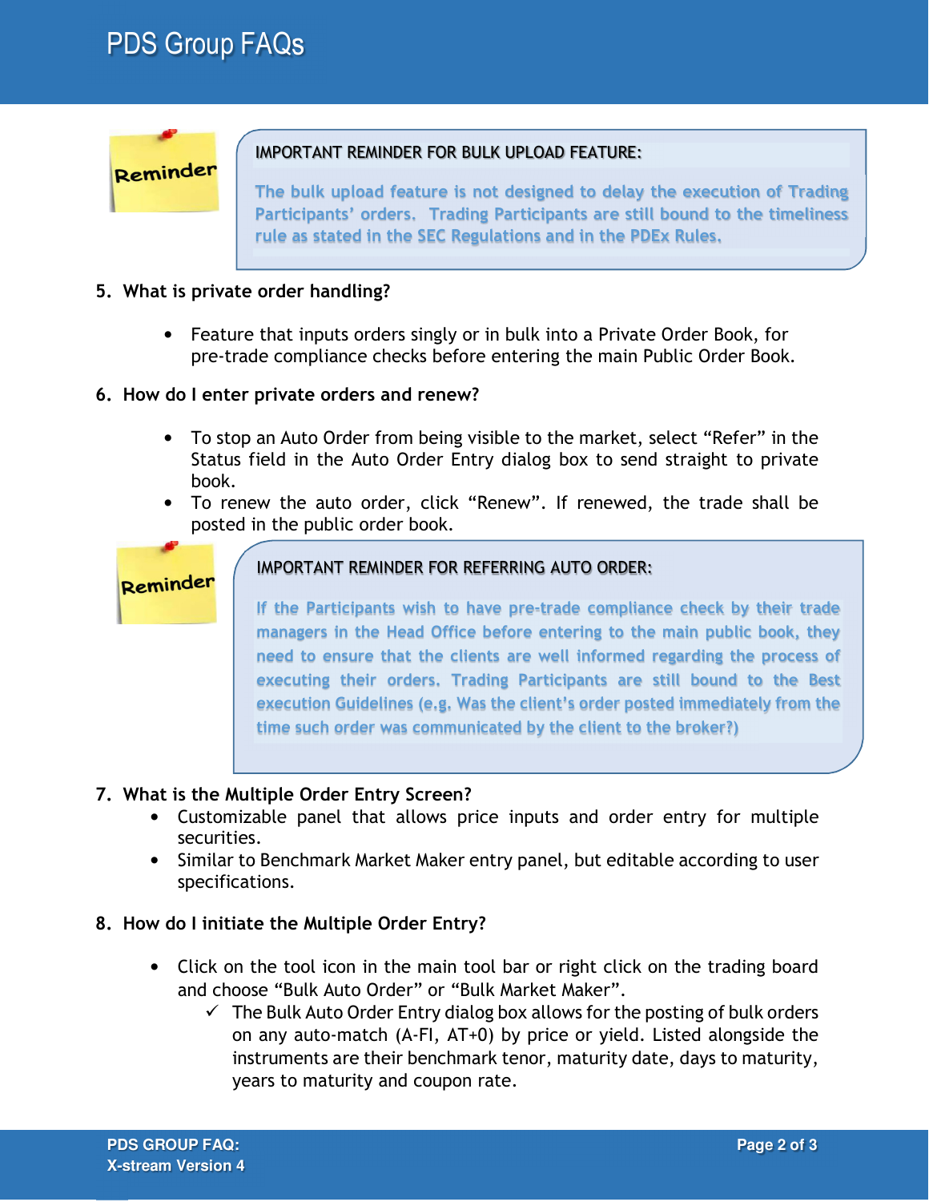**Reminder**

**IMPORTANT REMINDER FOR BULK UPLOAD FEATURE:**

The bulk upload feature is not designed to delay the execution of Trading Participants' orders. Trading Participants are still bound to the timeliness rule as stated in the SEC Regulations and in the PDEx Rules.

**5. What is private order handling?**

- Feature that inputs orders singly or in bulk into a Private Order Book, for pre-trade compliance checks before entering the main Public Order Book.

**6. How do I enter private orders and renew?**

- To stop an Auto Order from being visible to the market, select "Refer" in the Status field in the Auto Order Entry dialog box to send straight to private book.
- To renew the auto order, click "Renew". If renewed, the trade shall be posted in the public order book.

**Reminder**

**IMPORTANT REMINDER FOR REFERRING AUTO ORDER:**

If the Participants wish to have pre-trade compliance check by their trade managers in the Head Office before entering to the main public book, they need to ensure that the clients are well informed regarding the process of executing their orders. Trading Participants are still bound to the Best execution Guidelines (e.g. Was the client's order posted immediately from the time such order was communicated by the client to the broker?)

**7. What is the Multiple Order Entry Screen?**

- Customizable panel that allows price inputs and order entry for multiple securities.
- Similar to Benchmark Market Maker entry panel, but editable according to user specifications.

**8. How do I initiate the Multiple Order Entry?**

- Click on the tool icon in the main tool bar or right click on the trading board and choose "Bulk Auto Order" or "Bulk Market Maker".
  - ✓ The Bulk Auto Order Entry dialog box allows for the posting of bulk orders on any auto-match (A-FI, AT+0) by price or yield. Listed alongside the instruments are their benchmark tenor, maturity date, days to maturity, years to maturity and coupon rate.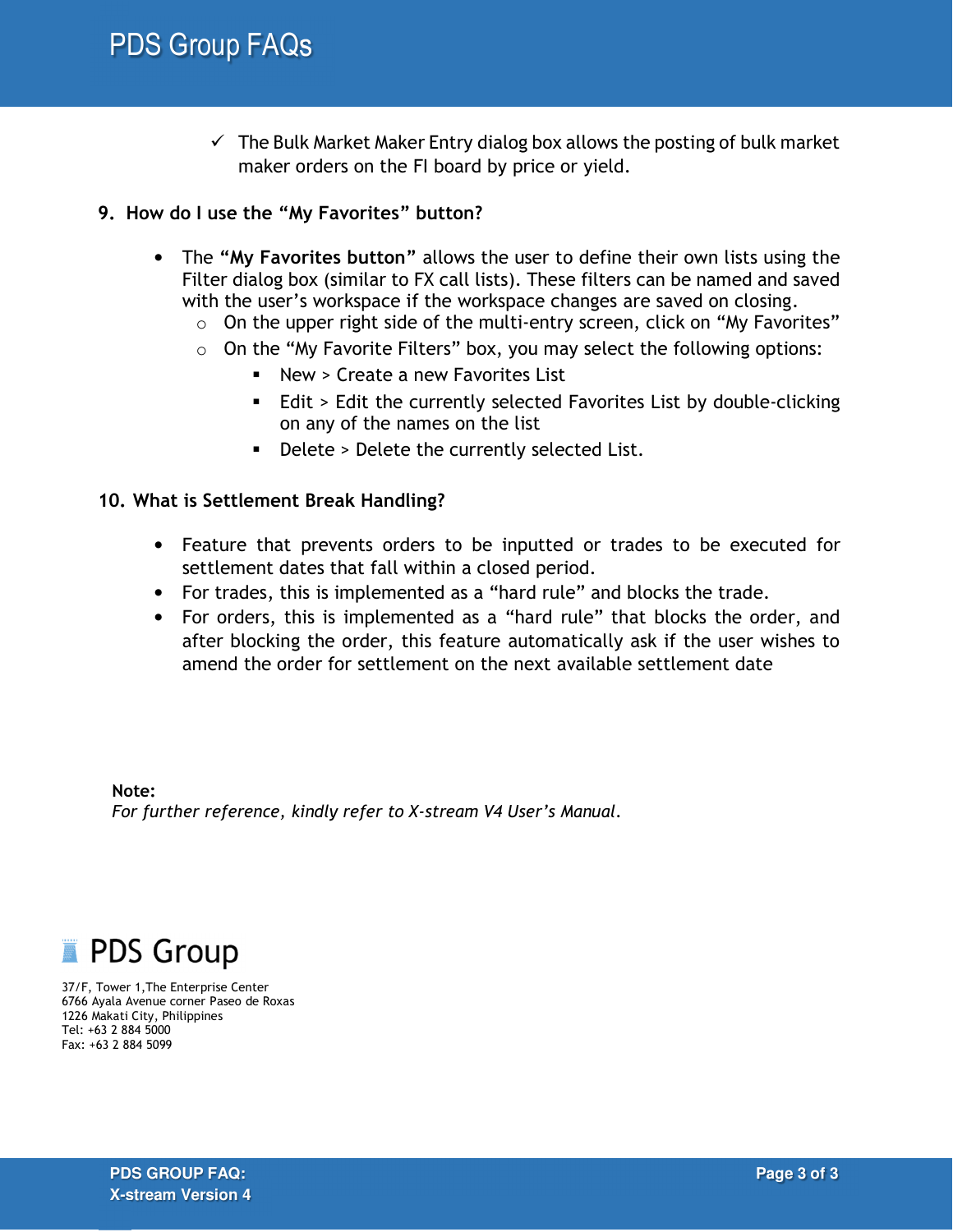- ✓ The Bulk Market Maker Entry dialog box allows the posting of bulk market maker orders on the FI board by price or yield.

**9. How do I use the "My Favorites" button?**

- The **"My Favorites button"** allows the user to define their own lists using the Filter dialog box (similar to FX call lists). These filters can be named and saved with the user's workspace if the workspace changes are saved on closing.
  - On the upper right side of the multi-entry screen, click on "My Favorites"
  - On the "My Favorite Filters" box, you may select the following options:
    - New > Create a new Favorites List
    - Edit > Edit the currently selected Favorites List by double-clicking on any of the names on the list
    - Delete > Delete the currently selected List.

**10. What is Settlement Break Handling?**

- Feature that prevents orders to be inputted or trades to be executed for settlement dates that fall within a closed period.
- For trades, this is implemented as a "hard rule" and blocks the trade.
- For orders, this is implemented as a "hard rule" that blocks the order, and after blocking the order, this feature automatically ask if the user wishes to amend the order for settlement on the next available settlement date

**Note:**
*For further reference, kindly refer to X-stream V4 User's Manual.*

PDS Group

37/F, Tower 1,The Enterprise Center
6766 Ayala Avenue corner Paseo de Roxas
1226 Makati City, Philippines
Tel: +63 2 884 5000
Fax: +63 2 884 5099